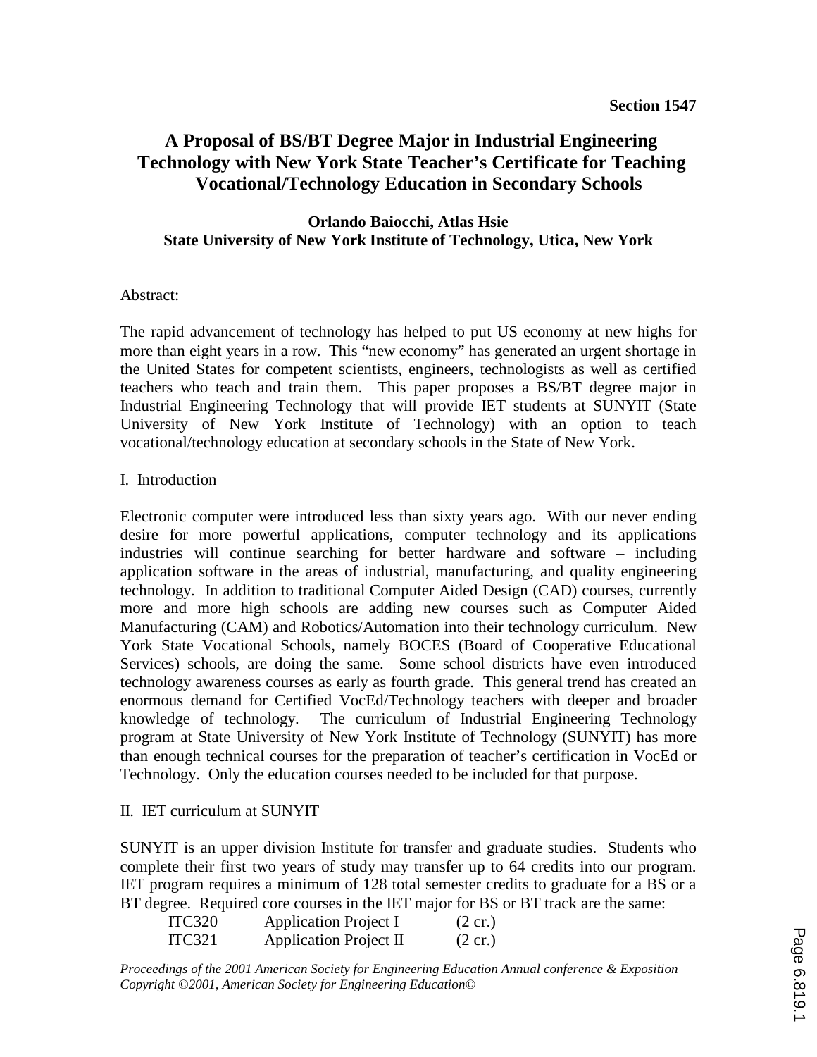**Section 1547**

# A Proposal of BS/BT Degree Major in Industrial Engineering Technology with New York State Teacher's Certificate for Teaching Vocational/Technology Education in Secondary Schools

**Orlando Baiocchi, Atlas Hsie**
**State University of New York Institute of Technology, Utica, New York**

Abstract:

The rapid advancement of technology has helped to put US economy at new highs for more than eight years in a row. This "new economy" has generated an urgent shortage in the United States for competent scientists, engineers, technologists as well as certified teachers who teach and train them. This paper proposes a BS/BT degree major in Industrial Engineering Technology that will provide IET students at SUNYIT (State University of New York Institute of Technology) with an option to teach vocational/technology education at secondary schools in the State of New York.

## I. Introduction

Electronic computer were introduced less than sixty years ago. With our never ending desire for more powerful applications, computer technology and its applications industries will continue searching for better hardware and software – including application software in the areas of industrial, manufacturing, and quality engineering technology. In addition to traditional Computer Aided Design (CAD) courses, currently more and more high schools are adding new courses such as Computer Aided Manufacturing (CAM) and Robotics/Automation into their technology curriculum. New York State Vocational Schools, namely BOCES (Board of Cooperative Educational Services) schools, are doing the same. Some school districts have even introduced technology awareness courses as early as fourth grade. This general trend has created an enormous demand for Certified VocEd/Technology teachers with deeper and broader knowledge of technology. The curriculum of Industrial Engineering Technology program at State University of New York Institute of Technology (SUNYIT) has more than enough technical courses for the preparation of teacher's certification in VocEd or Technology. Only the education courses needed to be included for that purpose.

## II. IET curriculum at SUNYIT

SUNYIT is an upper division Institute for transfer and graduate studies. Students who complete their first two years of study may transfer up to 64 credits into our program. IET program requires a minimum of 128 total semester credits to graduate for a BS or a BT degree. Required core courses in the IET major for BS or BT track are the same:

| | | |
|---|---|---|
| ITC320 | Application Project I | (2 cr.) |
| ITC321 | Application Project II | (2 cr.) |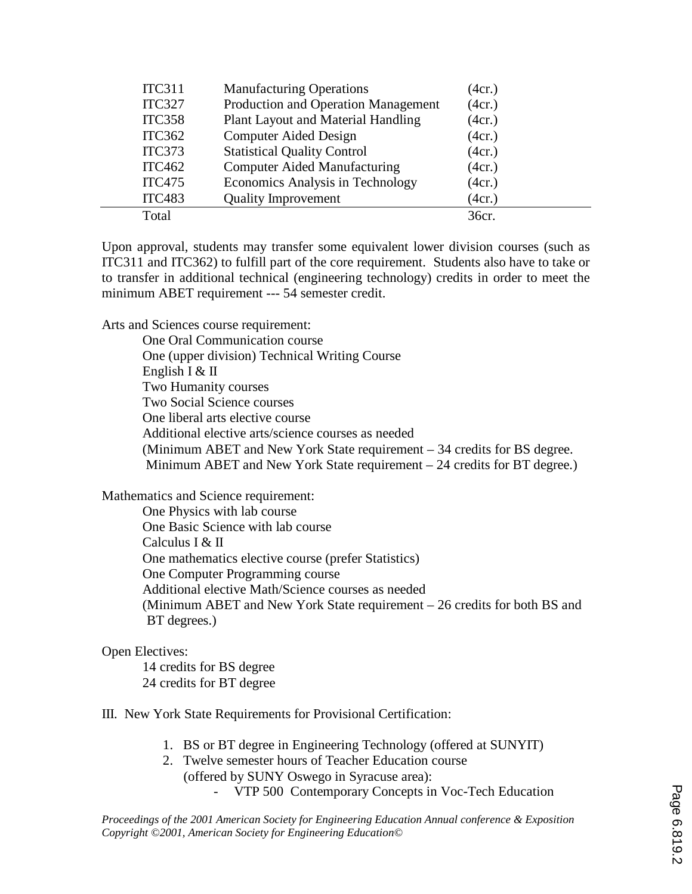| | | |
|---|---|---|
| ITC311 | Manufacturing Operations | (4cr.) |
| ITC327 | Production and Operation Management | (4cr.) |
| ITC358 | Plant Layout and Material Handling | (4cr.) |
| ITC362 | Computer Aided Design | (4cr.) |
| ITC373 | Statistical Quality Control | (4cr.) |
| ITC462 | Computer Aided Manufacturing | (4cr.) |
| ITC475 | Economics Analysis in Technology | (4cr.) |
| ITC483 | Quality Improvement | (4cr.) |
| Total | | 36cr. |

Upon approval, students may transfer some equivalent lower division courses (such as ITC311 and ITC362) to fulfill part of the core requirement. Students also have to take or to transfer in additional technical (engineering technology) credits in order to meet the minimum ABET requirement --- 54 semester credit.

Arts and Sciences course requirement:

- One Oral Communication course
- One (upper division) Technical Writing Course
- English I & II
- Two Humanity courses
- Two Social Science courses
- One liberal arts elective course
- Additional elective arts/science courses as needed

(Minimum ABET and New York State requirement – 34 credits for BS degree.
Minimum ABET and New York State requirement – 24 credits for BT degree.)

Mathematics and Science requirement:

- One Physics with lab course
- One Basic Science with lab course
- Calculus I & II
- One mathematics elective course (prefer Statistics)
- One Computer Programming course
- Additional elective Math/Science courses as needed

(Minimum ABET and New York State requirement – 26 credits for both BS and BT degrees.)

Open Electives:

- 14 credits for BS degree
- 24 credits for BT degree

III. New York State Requirements for Provisional Certification:

1. BS or BT degree in Engineering Technology (offered at SUNYIT)
2. Twelve semester hours of Teacher Education course (offered by SUNY Oswego in Syracuse area):
   - VTP 500 Contemporary Concepts in Voc-Tech Education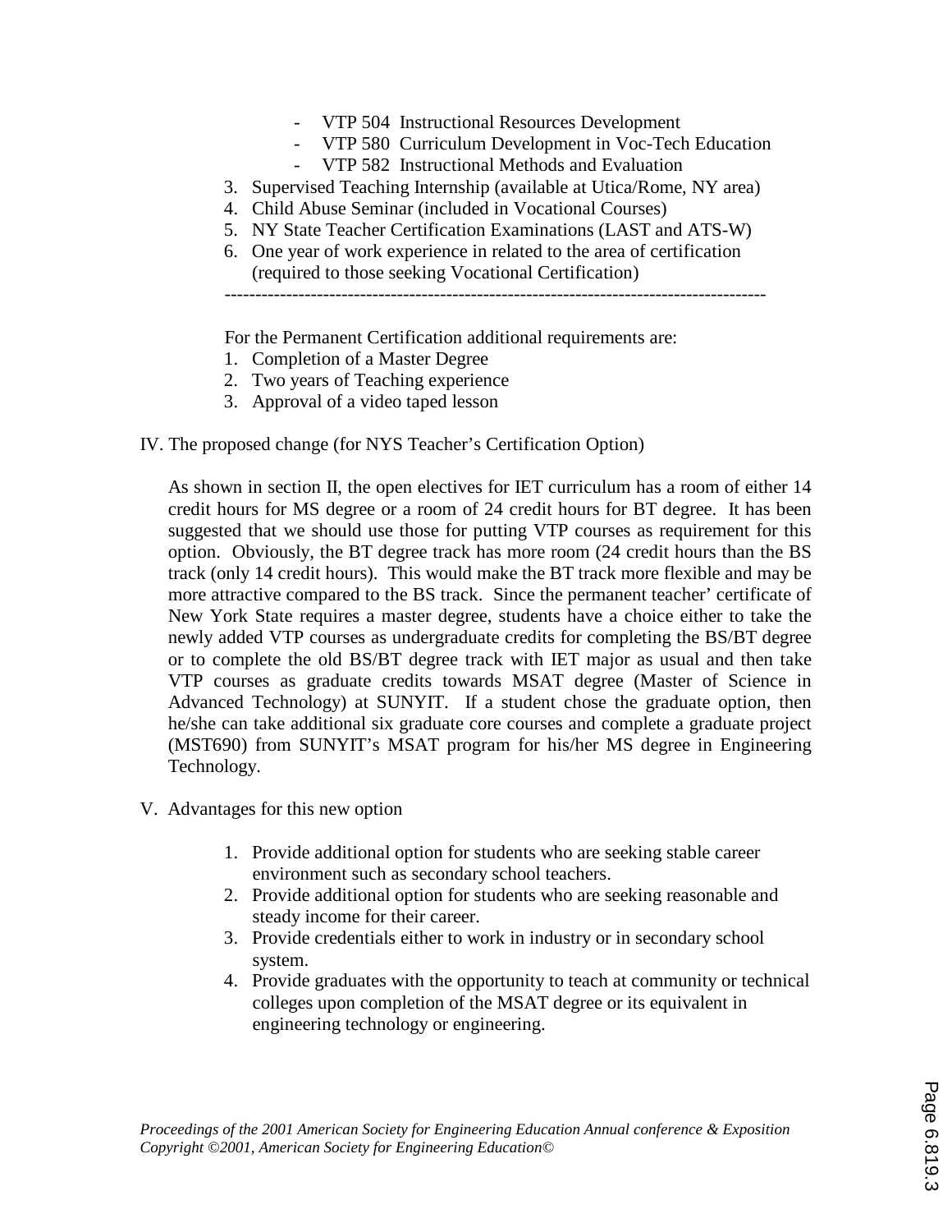- VTP 504 Instructional Resources Development
- VTP 580 Curriculum Development in Voc-Tech Education
- VTP 582 Instructional Methods and Evaluation

3. Supervised Teaching Internship (available at Utica/Rome, NY area)
4. Child Abuse Seminar (included in Vocational Courses)
5. NY State Teacher Certification Examinations (LAST and ATS-W)
6. One year of work experience in related to the area of certification (required to those seeking Vocational Certification)

---

For the Permanent Certification additional requirements are:

1. Completion of a Master Degree
2. Two years of Teaching experience
3. Approval of a video taped lesson

## IV. The proposed change (for NYS Teacher's Certification Option)

As shown in section II, the open electives for IET curriculum has a room of either 14 credit hours for MS degree or a room of 24 credit hours for BT degree. It has been suggested that we should use those for putting VTP courses as requirement for this option. Obviously, the BT degree track has more room (24 credit hours than the BS track (only 14 credit hours). This would make the BT track more flexible and may be more attractive compared to the BS track. Since the permanent teacher' certificate of New York State requires a master degree, students have a choice either to take the newly added VTP courses as undergraduate credits for completing the BS/BT degree or to complete the old BS/BT degree track with IET major as usual and then take VTP courses as graduate credits towards MSAT degree (Master of Science in Advanced Technology) at SUNYIT. If a student chose the graduate option, then he/she can take additional six graduate core courses and complete a graduate project (MST690) from SUNYIT's MSAT program for his/her MS degree in Engineering Technology.

## V. Advantages for this new option

1. Provide additional option for students who are seeking stable career environment such as secondary school teachers.
2. Provide additional option for students who are seeking reasonable and steady income for their career.
3. Provide credentials either to work in industry or in secondary school system.
4. Provide graduates with the opportunity to teach at community or technical colleges upon completion of the MSAT degree or its equivalent in engineering technology or engineering.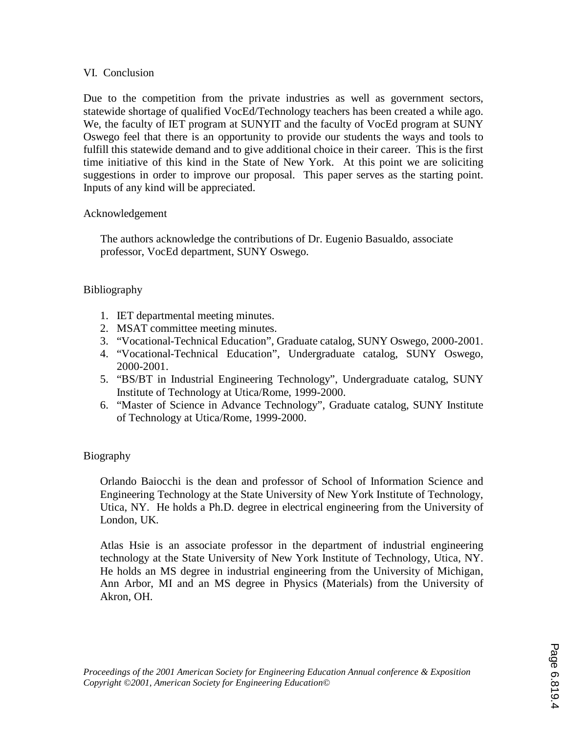## VI. Conclusion

Due to the competition from the private industries as well as government sectors, statewide shortage of qualified VocEd/Technology teachers has been created a while ago. We, the faculty of IET program at SUNYIT and the faculty of VocEd program at SUNY Oswego feel that there is an opportunity to provide our students the ways and tools to fulfill this statewide demand and to give additional choice in their career. This is the first time initiative of this kind in the State of New York. At this point we are soliciting suggestions in order to improve our proposal. This paper serves as the starting point. Inputs of any kind will be appreciated.

## Acknowledgement

The authors acknowledge the contributions of Dr. Eugenio Basualdo, associate professor, VocEd department, SUNY Oswego.

## Bibliography

1. IET departmental meeting minutes.
2. MSAT committee meeting minutes.
3. "Vocational-Technical Education", Graduate catalog, SUNY Oswego, 2000-2001.
4. "Vocational-Technical Education", Undergraduate catalog, SUNY Oswego, 2000-2001.
5. "BS/BT in Industrial Engineering Technology", Undergraduate catalog, SUNY Institute of Technology at Utica/Rome, 1999-2000.
6. "Master of Science in Advance Technology", Graduate catalog, SUNY Institute of Technology at Utica/Rome, 1999-2000.

## Biography

Orlando Baiocchi is the dean and professor of School of Information Science and Engineering Technology at the State University of New York Institute of Technology, Utica, NY. He holds a Ph.D. degree in electrical engineering from the University of London, UK.

Atlas Hsie is an associate professor in the department of industrial engineering technology at the State University of New York Institute of Technology, Utica, NY. He holds an MS degree in industrial engineering from the University of Michigan, Ann Arbor, MI and an MS degree in Physics (Materials) from the University of Akron, OH.